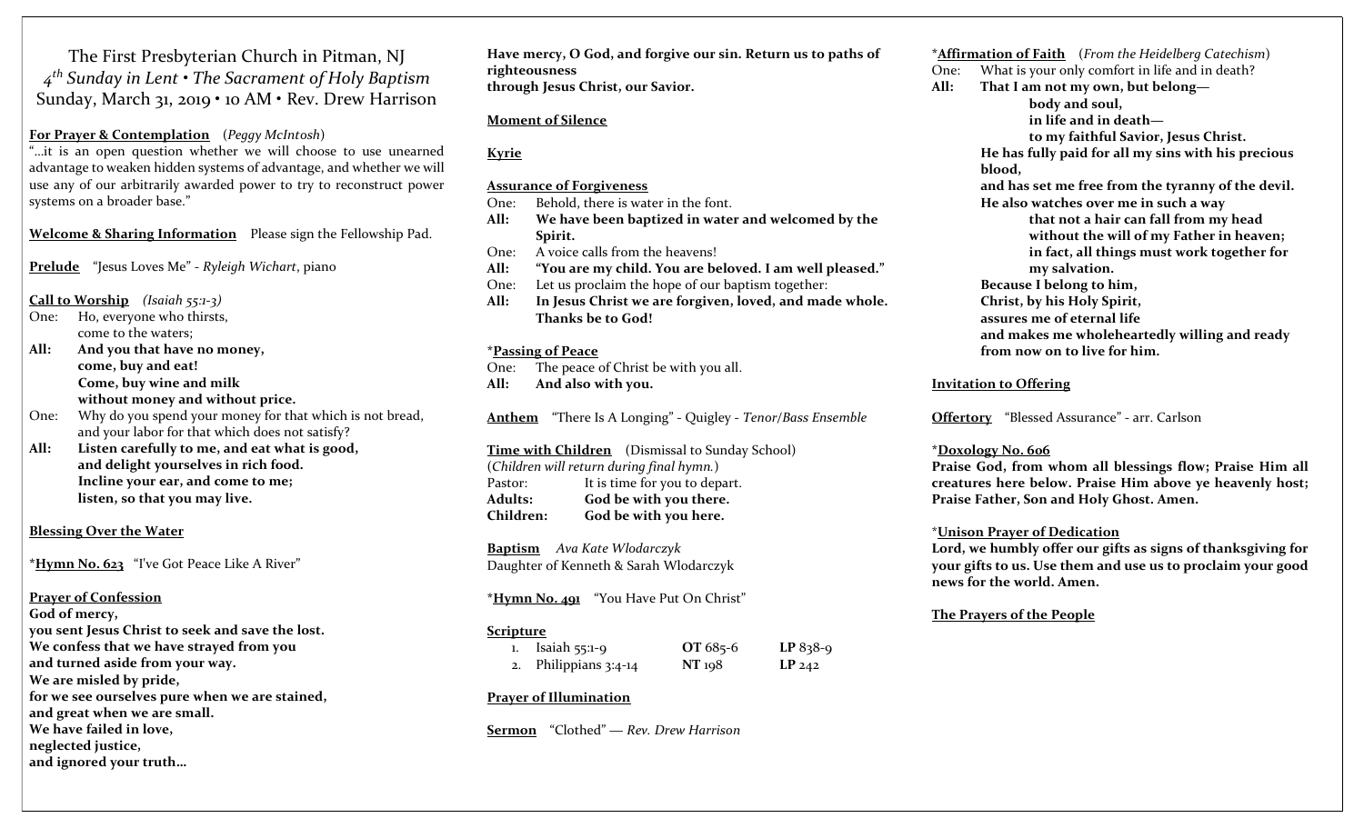# The First Presbyterian Church in Pitman, NJ

*4th Sunday in Lent • The Sacrament of Holy Baptism*

Sunday, March 31, 2019 • 10 AM • Rev. Drew Harrison

**For Prayer & Contemplation** (*Peggy McIntosh*)

"…it is an open question whether we will choose to use unearned advantage to weaken hidden systems of advantage, and whether we will use any of our arbitrarily awarded power to try to reconstruct power systems on a broader base."

**Welcome & Sharing Information** Please sign the Fellowship Pad.

**Prelude** "Jesus Loves Me" - *Ryleigh Wichart*, piano

**Call to Worship** *(Isaiah 55:1-3)*

One: Ho, everyone who thirsts, come to the waters;

**All: And you that have no money, come, buy and eat! Come, buy wine and milk without money and without price.**

One: Why do you spend your money for that which is not bread, and your labor for that which does not satisfy?

**All: Listen carefully to me, and eat what is good, and delight yourselves in rich food. Incline your ear, and come to me; listen, so that you may live.**

**Blessing Over the Water**

***Hymn No. 623** "I've Got Peace Like A River"

**Prayer of Confession**

**God of mercy,**
**you sent Jesus Christ to seek and save the lost.**
**We confess that we have strayed from you**
**and turned aside from your way.**
**We are misled by pride,**
**for we see ourselves pure when we are stained,**
**and great when we are small.**
**We have failed in love,**
**neglected justice,**
**and ignored your truth…**
**Have mercy, O God, and forgive our sin. Return us to paths of righteousness**
**through Jesus Christ, our Savior.**

**Moment of Silence**

**Kyrie**

**Assurance of Forgiveness**

One: Behold, there is water in the font.

**All: We have been baptized in water and welcomed by the Spirit.**

One: A voice calls from the heavens!

**All: "You are my child. You are beloved. I am well pleased."**

One: Let us proclaim the hope of our baptism together:

**All: In Jesus Christ we are forgiven, loved, and made whole. Thanks be to God!**

***Passing of Peace**

One: The peace of Christ be with you all.

**All: And also with you.**

**Anthem** "There Is A Longing" - Quigley - *Tenor/Bass Ensemble*

**Time with Children** (Dismissal to Sunday School)
(*Children will return during final hymn.*)

Pastor: It is time for you to depart.

**Adults: God be with you there.**

**Children: God be with you here.**

**Baptism** *Ava Kate Wlodarczyk*
Daughter of Kenneth & Sarah Wlodarczyk

***Hymn No. 491** "You Have Put On Christ"

**Scripture**

1. Isaiah 55:1-9 — **OT** 685-6 — **LP** 838-9
2. Philippians 3:4-14 — **NT** 198 — **LP** 242

**Prayer of Illumination**

**Sermon** "Clothed" — *Rev. Drew Harrison*

***Affirmation of Faith** (*From the Heidelberg Catechism*)

One: What is your only comfort in life and in death?

**All: That I am not my own, but belong—**
**body and soul,**
**in life and in death—**
**to my faithful Savior, Jesus Christ.**
**He has fully paid for all my sins with his precious blood,**
**and has set me free from the tyranny of the devil.**
**He also watches over me in such a way**
**that not a hair can fall from my head**
**without the will of my Father in heaven;**
**in fact, all things must work together for my salvation.**
**Because I belong to him,**
**Christ, by his Holy Spirit,**
**assures me of eternal life**
**and makes me wholeheartedly willing and ready**
**from now on to live for him.**

**Invitation to Offering**

**Offertory** "Blessed Assurance" - arr. Carlson

***Doxology No. 606**

**Praise God, from whom all blessings flow; Praise Him all creatures here below. Praise Him above ye heavenly host; Praise Father, Son and Holy Ghost. Amen.**

***Unison Prayer of Dedication**

**Lord, we humbly offer our gifts as signs of thanksgiving for your gifts to us. Use them and use us to proclaim your good news for the world. Amen.**

**The Prayers of the People**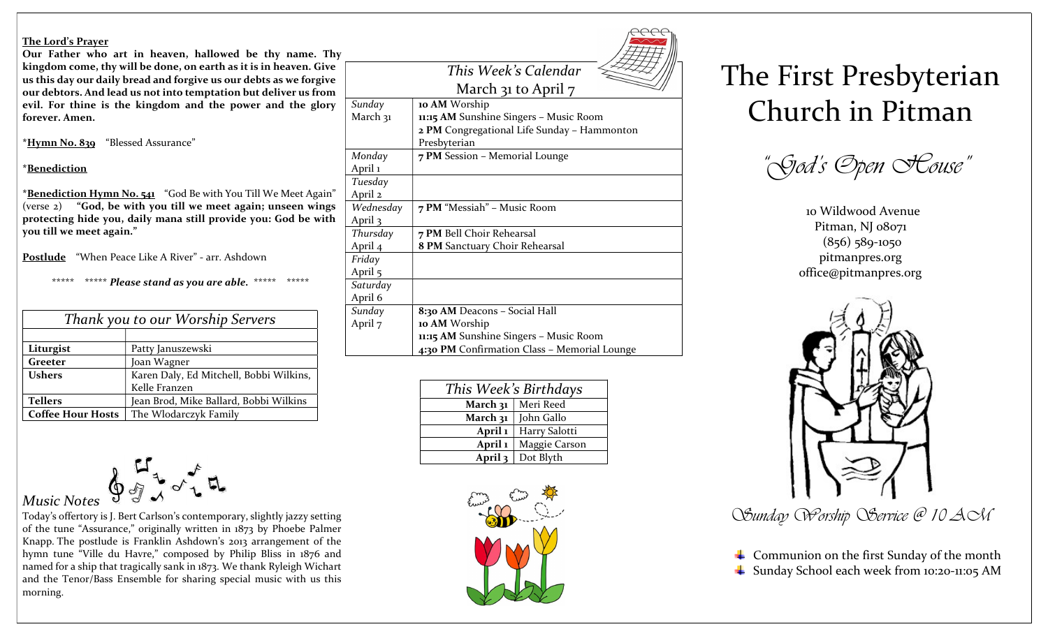**The Lord's Prayer**

**Our Father who art in heaven, hallowed be thy name. Thy kingdom come, thy will be done, on earth as it is in heaven. Give us this day our daily bread and forgive us our debts as we forgive our debtors. And lead us not into temptation but deliver us from evil. For thine is the kingdom and the power and the glory forever. Amen.**

*__Hymn No. 839__ "Blessed Assurance"

*__Benediction__

*__Benediction Hymn No. 541__ "God Be with You Till We Meet Again" (verse 2) **"God, be with you till we meet again; unseen wings protecting hide you, daily mana still provide you: God be with you till we meet again."**

**Postlude** "When Peace Like A River" - arr. Ashdown

***** ***** ***Please stand as you are able.*** ***** *****

| *Thank you to our Worship Servers* | |
|---|---|
| | |
| **Liturgist** | Patty Januszewski |
| **Greeter** | Joan Wagner |
| **Ushers** | Karen Daly, Ed Mitchell, Bobbi Wilkins, Kelle Franzen |
| **Tellers** | Jean Brod, Mike Ballard, Bobbi Wilkins |
| **Coffee Hour Hosts** | The Wlodarczyk Family |

## *Music Notes*

Today's offertory is J. Bert Carlson's contemporary, slightly jazzy setting of the tune "Assurance," originally written in 1873 by Phoebe Palmer Knapp. The postlude is Franklin Ashdown's 2013 arrangement of the hymn tune "Ville du Havre," composed by Philip Bliss in 1876 and named for a ship that tragically sank in 1873. We thank Ryleigh Wichart and the Tenor/Bass Ensemble for sharing special music with us this morning.

| *This Week's Calendar* March 31 to April 7 | |
|---|---|
| *Sunday* March 31 | **10 AM** Worship<br>**11:15 AM** Sunshine Singers – Music Room<br>**2 PM** Congregational Life Sunday – Hammonton Presbyterian |
| *Monday* April 1 | **7 PM** Session – Memorial Lounge |
| *Tuesday* April 2 | |
| *Wednesday* April 3 | **7 PM** "Messiah" – Music Room |
| *Thursday* April 4 | **7 PM** Bell Choir Rehearsal<br>**8 PM** Sanctuary Choir Rehearsal |
| *Friday* April 5 | |
| *Saturday* April 6 | |
| *Sunday* April 7 | **8:30 AM** Deacons – Social Hall<br>**10 AM** Worship<br>**11:15 AM** Sunshine Singers – Music Room<br>**4:30 PM** Confirmation Class – Memorial Lounge |

| *This Week's Birthdays* | |
|---|---|
| **March 31** | Meri Reed |
| **March 31** | John Gallo |
| **April 1** | Harry Salotti |
| **April 1** | Maggie Carson |
| **April 3** | Dot Blyth |

# The First Presbyterian Church in Pitman

*"God's Open House"*

10 Wildwood Avenue
Pitman, NJ 08071
(856) 589-1050
pitmanpres.org
office@pitmanpres.org

*Sunday Worship Service @ 10 AM*

- Communion on the first Sunday of the month
- Sunday School each week from 10:20-11:05 AM